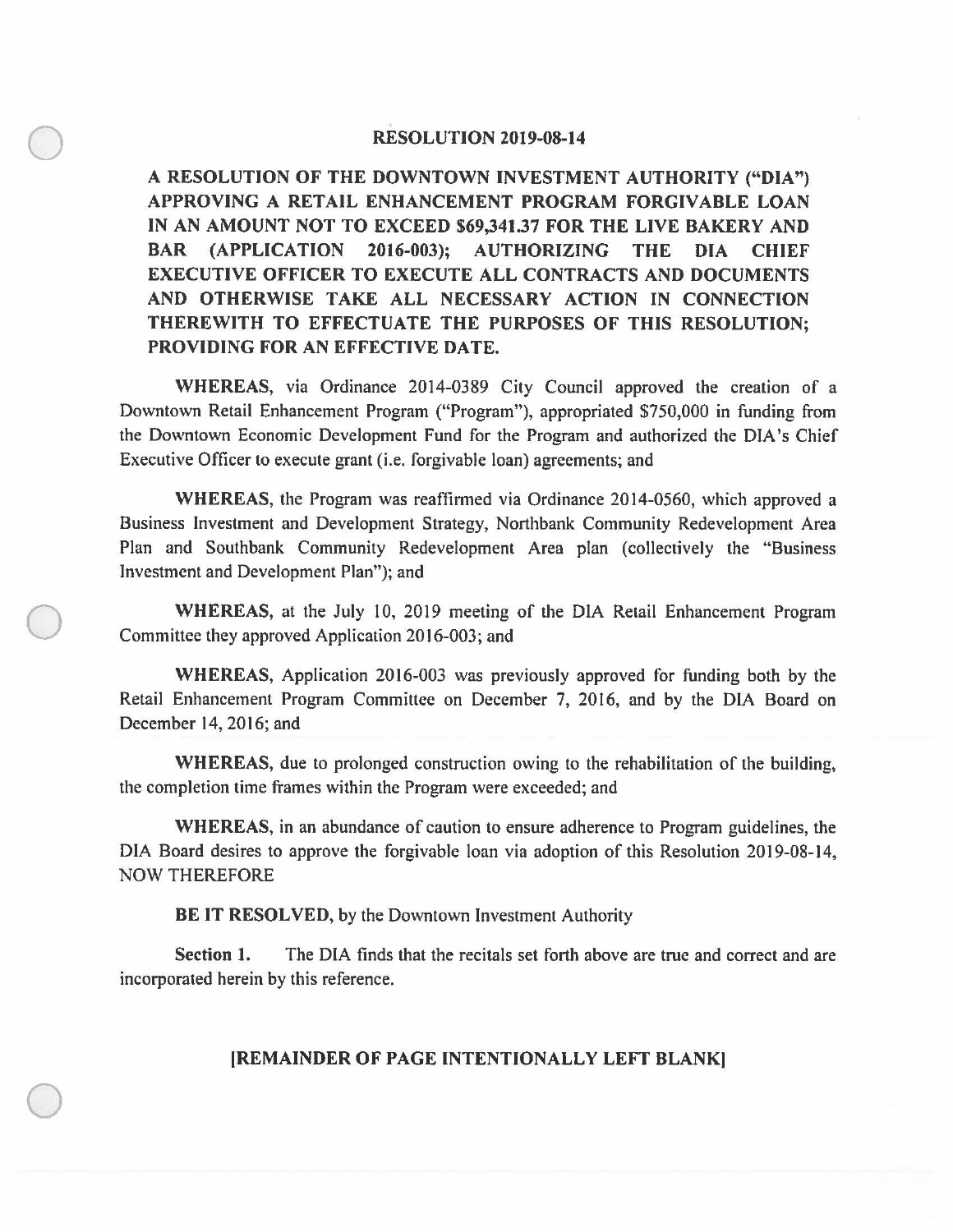# RESOLUTION 2019-08-14

**A RESOLUTION OF THE DOWNTOWN INVESTMENT AUTHORITY ("DIA") APPROVING A RETAIL ENHANCEMENT PROGRAM FORGIVABLE LOAN IN AN AMOUNT NOT TO EXCEED $69,341.37 FOR THE LIVE BAKERY AND BAR (APPLICATION 2016-003); AUTHORIZING THE DIA CHIEF EXECUTIVE OFFICER TO EXECUTE ALL CONTRACTS AND DOCUMENTS AND OTHERWISE TAKE ALL NECESSARY ACTION IN CONNECTION THEREWITH TO EFFECTUATE THE PURPOSES OF THIS RESOLUTION; PROVIDING FOR AN EFFECTIVE DATE.**

**WHEREAS**, via Ordinance 2014-0389 City Council approved the creation of a Downtown Retail Enhancement Program ("Program"), appropriated $750,000 in funding from the Downtown Economic Development Fund for the Program and authorized the DIA's Chief Executive Officer to execute grant (i.e. forgivable loan) agreements; and

**WHEREAS**, the Program was reaffirmed via Ordinance 2014-0560, which approved a Business Investment and Development Strategy, Northbank Community Redevelopment Area Plan and Southbank Community Redevelopment Area plan (collectively the "Business Investment and Development Plan"); and

**WHEREAS**, at the July 10, 2019 meeting of the DIA Retail Enhancement Program Committee they approved Application 2016-003; and

**WHEREAS**, Application 2016-003 was previously approved for funding both by the Retail Enhancement Program Committee on December 7, 2016, and by the DIA Board on December 14, 2016; and

**WHEREAS**, due to prolonged construction owing to the rehabilitation of the building, the completion time frames within the Program were exceeded; and

**WHEREAS**, in an abundance of caution to ensure adherence to Program guidelines, the DIA Board desires to approve the forgivable loan via adoption of this Resolution 2019-08-14, NOW THEREFORE

**BE IT RESOLVED**, by the Downtown Investment Authority

**Section 1.** The DIA finds that the recitals set forth above are true and correct and are incorporated herein by this reference.

**[REMAINDER OF PAGE INTENTIONALLY LEFT BLANK]**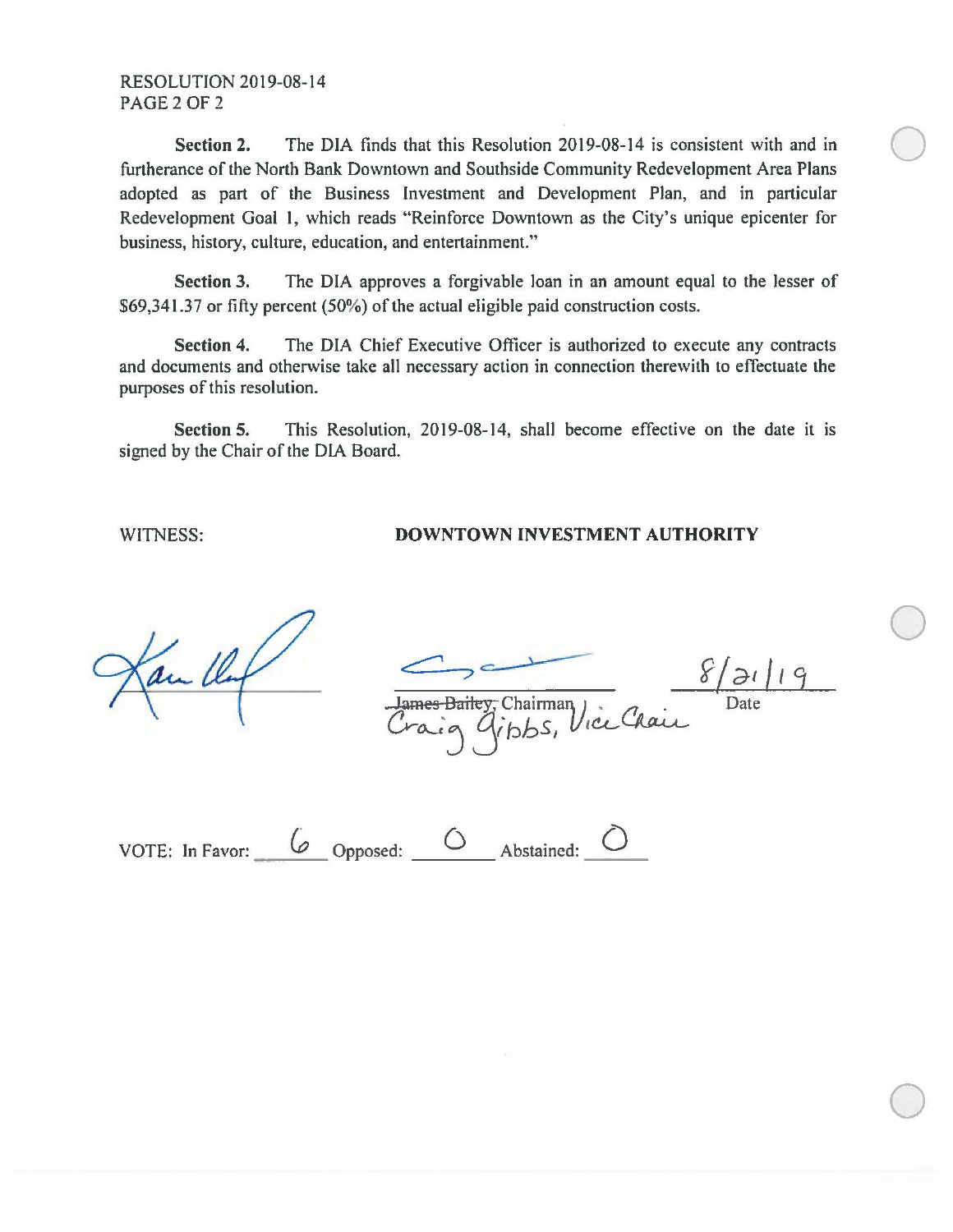RESOLUTION 2019-08-14

**Section 2.** The DIA finds that this Resolution 2019-08-14 is consistent with and in furtherance of the North Bank Downtown and Southside Community Redevelopment Area Plans adopted as part of the Business Investment and Development Plan, and in particular Redevelopment Goal 1, which reads "Reinforce Downtown as the City's unique epicenter for business, history, culture, education, and entertainment."

**Section 3.** The DIA approves a forgivable loan in an amount equal to the lesser of $69,341.37 or fifty percent (50%) of the actual eligible paid construction costs.

**Section 4.** The DIA Chief Executive Officer is authorized to execute any contracts and documents and otherwise take all necessary action in connection therewith to effectuate the purposes of this resolution.

**Section 5.** This Resolution, 2019-08-14, shall become effective on the date it is signed by the Chair of the DIA Board.

WITNESS: **DOWNTOWN INVESTMENT AUTHORITY**

~~James Bailey~~, Chairman
Craig Gibbs, Vice Chair

Date: 8/21/19

VOTE: In Favor: 6 Opposed: 0 Abstained: 0